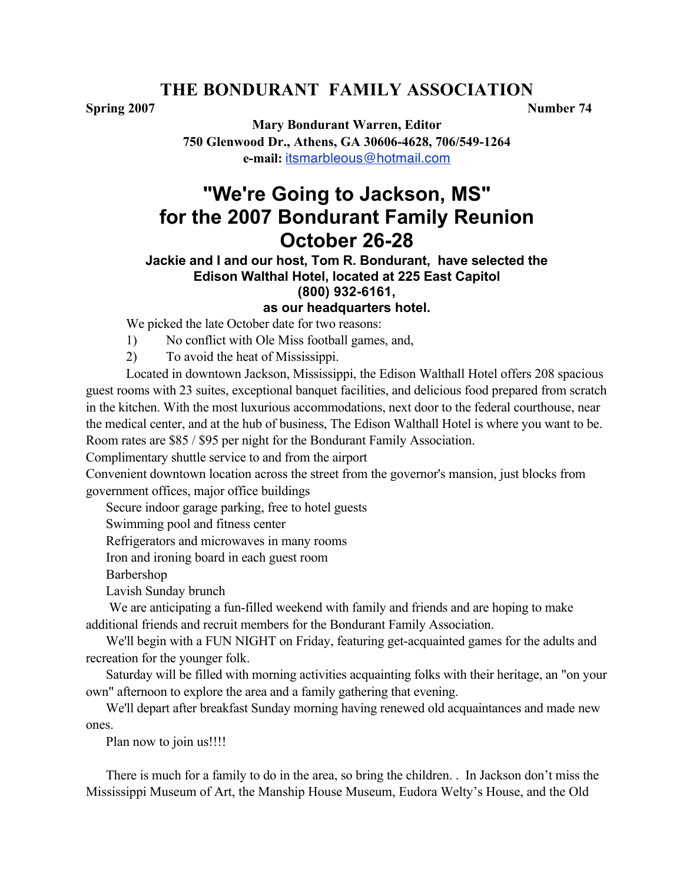# THE BONDURANT FAMILY ASSOCIATION

**Spring 2007** **Number 74**

**Mary Bondurant Warren, Editor**
**750 Glenwood Dr., Athens, GA 30606-4628, 706/549-1264**
**e-mail:** itsmarbleous@hotmail.com

# "We're Going to Jackson, MS" for the 2007 Bondurant Family Reunion October 26-28

### Jackie and I and our host, Tom R. Bondurant, have selected the Edison Walthal Hotel, located at 225 East Capitol (800) 932-6161, as our headquarters hotel.

We picked the late October date for two reasons:

1) No conflict with Ole Miss football games, and,
2) To avoid the heat of Mississippi.

Located in downtown Jackson, Mississippi, the Edison Walthall Hotel offers 208 spacious guest rooms with 23 suites, exceptional banquet facilities, and delicious food prepared from scratch in the kitchen. With the most luxurious accommodations, next door to the federal courthouse, near the medical center, and at the hub of business, The Edison Walthall Hotel is where you want to be. Room rates are $85 / $95 per night for the Bondurant Family Association.

Complimentary shuttle service to and from the airport

Convenient downtown location across the street from the governor's mansion, just blocks from government offices, major office buildings

Secure indoor garage parking, free to hotel guests

Swimming pool and fitness center

Refrigerators and microwaves in many rooms

Iron and ironing board in each guest room

Barbershop

Lavish Sunday brunch

We are anticipating a fun-filled weekend with family and friends and are hoping to make additional friends and recruit members for the Bondurant Family Association.

We'll begin with a FUN NIGHT on Friday, featuring get-acquainted games for the adults and recreation for the younger folk.

Saturday will be filled with morning activities acquainting folks with their heritage, an "on your own" afternoon to explore the area and a family gathering that evening.

We'll depart after breakfast Sunday morning having renewed old acquaintances and made new ones.

Plan now to join us!!!!

There is much for a family to do in the area, so bring the children. . In Jackson don't miss the Mississippi Museum of Art, the Manship House Museum, Eudora Welty's House, and the Old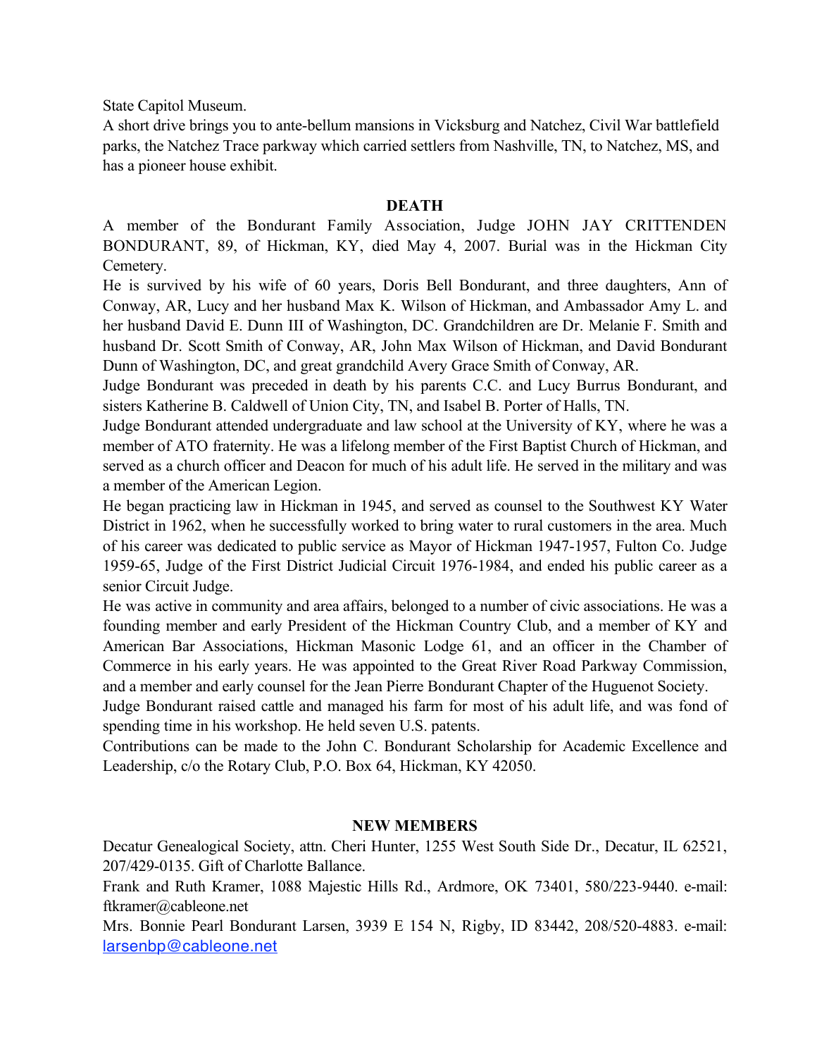State Capitol Museum.

A short drive brings you to ante-bellum mansions in Vicksburg and Natchez, Civil War battlefield parks, the Natchez Trace parkway which carried settlers from Nashville, TN, to Natchez, MS, and has a pioneer house exhibit.

## DEATH

A member of the Bondurant Family Association, Judge JOHN JAY CRITTENDEN BONDURANT, 89, of Hickman, KY, died May 4, 2007. Burial was in the Hickman City Cemetery.

He is survived by his wife of 60 years, Doris Bell Bondurant, and three daughters, Ann of Conway, AR, Lucy and her husband Max K. Wilson of Hickman, and Ambassador Amy L. and her husband David E. Dunn III of Washington, DC. Grandchildren are Dr. Melanie F. Smith and husband Dr. Scott Smith of Conway, AR, John Max Wilson of Hickman, and David Bondurant Dunn of Washington, DC, and great grandchild Avery Grace Smith of Conway, AR.

Judge Bondurant was preceded in death by his parents C.C. and Lucy Burrus Bondurant, and sisters Katherine B. Caldwell of Union City, TN, and Isabel B. Porter of Halls, TN.

Judge Bondurant attended undergraduate and law school at the University of KY, where he was a member of ATO fraternity. He was a lifelong member of the First Baptist Church of Hickman, and served as a church officer and Deacon for much of his adult life. He served in the military and was a member of the American Legion.

He began practicing law in Hickman in 1945, and served as counsel to the Southwest KY Water District in 1962, when he successfully worked to bring water to rural customers in the area. Much of his career was dedicated to public service as Mayor of Hickman 1947-1957, Fulton Co. Judge 1959-65, Judge of the First District Judicial Circuit 1976-1984, and ended his public career as a senior Circuit Judge.

He was active in community and area affairs, belonged to a number of civic associations. He was a founding member and early President of the Hickman Country Club, and a member of KY and American Bar Associations, Hickman Masonic Lodge 61, and an officer in the Chamber of Commerce in his early years. He was appointed to the Great River Road Parkway Commission, and a member and early counsel for the Jean Pierre Bondurant Chapter of the Huguenot Society.

Judge Bondurant raised cattle and managed his farm for most of his adult life, and was fond of spending time in his workshop. He held seven U.S. patents.

Contributions can be made to the John C. Bondurant Scholarship for Academic Excellence and Leadership, c/o the Rotary Club, P.O. Box 64, Hickman, KY 42050.

## NEW MEMBERS

Decatur Genealogical Society, attn. Cheri Hunter, 1255 West South Side Dr., Decatur, IL 62521, 207/429-0135. Gift of Charlotte Ballance.

Frank and Ruth Kramer, 1088 Majestic Hills Rd., Ardmore, OK 73401, 580/223-9440. e-mail: ftkramer@cableone.net

Mrs. Bonnie Pearl Bondurant Larsen, 3939 E 154 N, Rigby, ID 83442, 208/520-4883. e-mail: larsenbp@cableone.net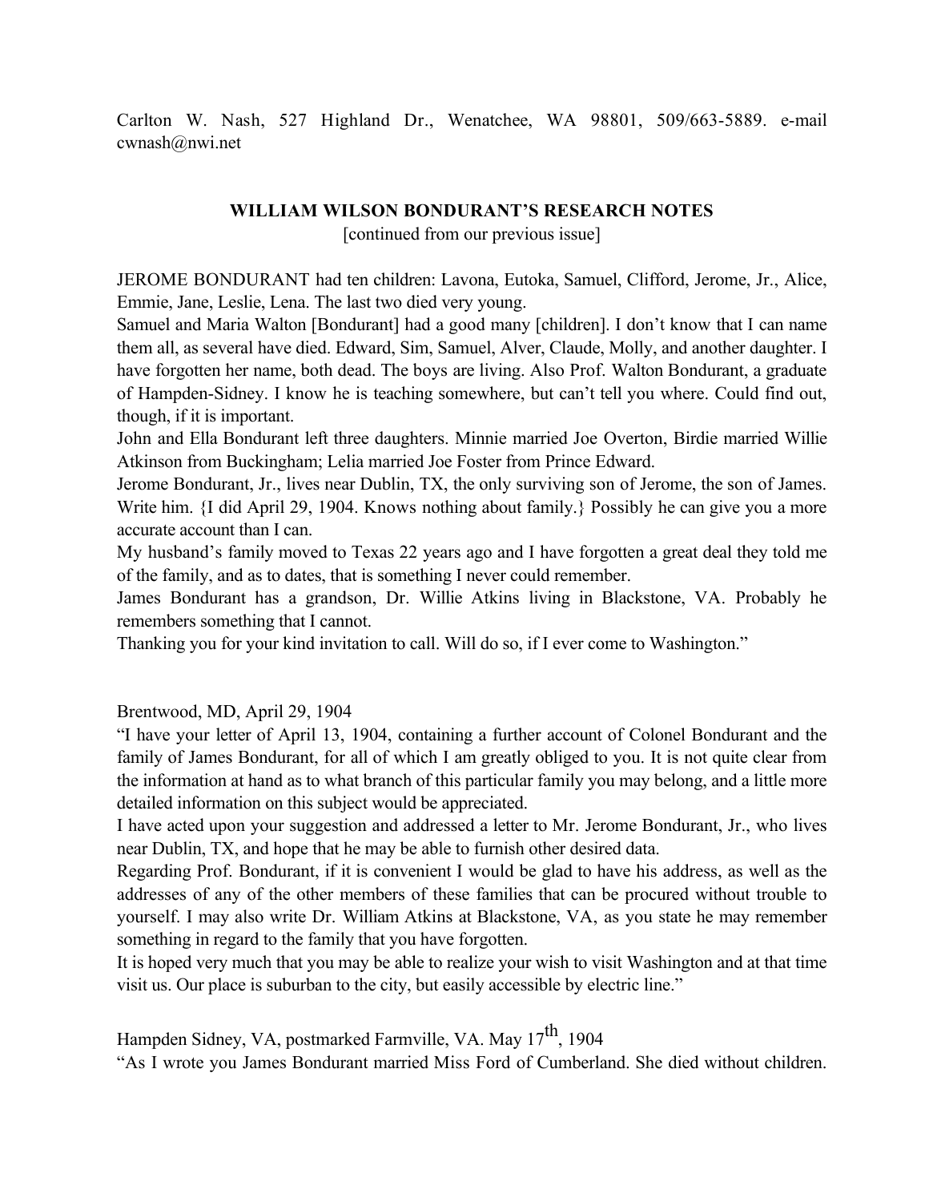Carlton W. Nash, 527 Highland Dr., Wenatchee, WA 98801, 509/663-5889. e-mail cwnash@nwi.net

## WILLIAM WILSON BONDURANT'S RESEARCH NOTES

[continued from our previous issue]

JEROME BONDURANT had ten children: Lavona, Eutoka, Samuel, Clifford, Jerome, Jr., Alice, Emmie, Jane, Leslie, Lena. The last two died very young.

Samuel and Maria Walton [Bondurant] had a good many [children]. I don't know that I can name them all, as several have died. Edward, Sim, Samuel, Alver, Claude, Molly, and another daughter. I have forgotten her name, both dead. The boys are living. Also Prof. Walton Bondurant, a graduate of Hampden-Sidney. I know he is teaching somewhere, but can't tell you where. Could find out, though, if it is important.

John and Ella Bondurant left three daughters. Minnie married Joe Overton, Birdie married Willie Atkinson from Buckingham; Lelia married Joe Foster from Prince Edward.

Jerome Bondurant, Jr., lives near Dublin, TX, the only surviving son of Jerome, the son of James. Write him. {I did April 29, 1904. Knows nothing about family.} Possibly he can give you a more accurate account than I can.

My husband's family moved to Texas 22 years ago and I have forgotten a great deal they told me of the family, and as to dates, that is something I never could remember.

James Bondurant has a grandson, Dr. Willie Atkins living in Blackstone, VA. Probably he remembers something that I cannot.

Thanking you for your kind invitation to call. Will do so, if I ever come to Washington."

Brentwood, MD, April 29, 1904

"I have your letter of April 13, 1904, containing a further account of Colonel Bondurant and the family of James Bondurant, for all of which I am greatly obliged to you. It is not quite clear from the information at hand as to what branch of this particular family you may belong, and a little more detailed information on this subject would be appreciated.

I have acted upon your suggestion and addressed a letter to Mr. Jerome Bondurant, Jr., who lives near Dublin, TX, and hope that he may be able to furnish other desired data.

Regarding Prof. Bondurant, if it is convenient I would be glad to have his address, as well as the addresses of any of the other members of these families that can be procured without trouble to yourself. I may also write Dr. William Atkins at Blackstone, VA, as you state he may remember something in regard to the family that you have forgotten.

It is hoped very much that you may be able to realize your wish to visit Washington and at that time visit us. Our place is suburban to the city, but easily accessible by electric line."

Hampden Sidney, VA, postmarked Farmville, VA. May 17th, 1904

"As I wrote you James Bondurant married Miss Ford of Cumberland. She died without children.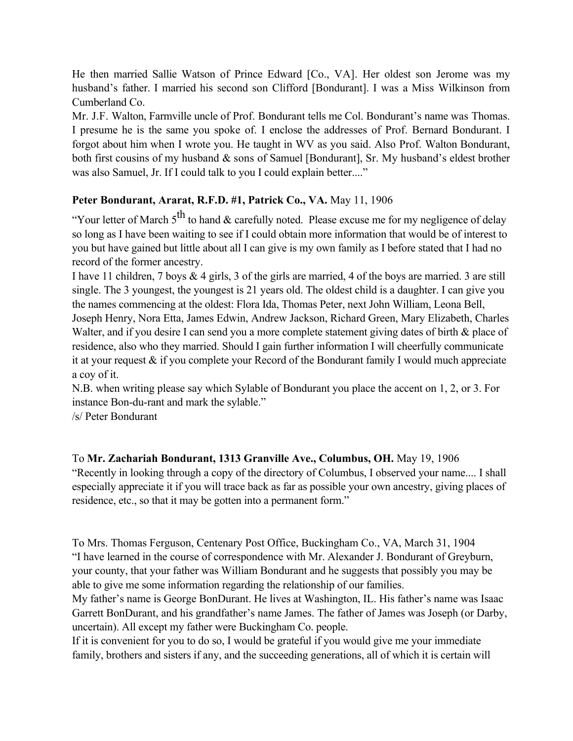He then married Sallie Watson of Prince Edward [Co., VA]. Her oldest son Jerome was my husband's father. I married his second son Clifford [Bondurant]. I was a Miss Wilkinson from Cumberland Co.

Mr. J.F. Walton, Farmville uncle of Prof. Bondurant tells me Col. Bondurant's name was Thomas. I presume he is the same you spoke of. I enclose the addresses of Prof. Bernard Bondurant. I forgot about him when I wrote you. He taught in WV as you said. Also Prof. Walton Bondurant, both first cousins of my husband & sons of Samuel [Bondurant], Sr. My husband's eldest brother was also Samuel, Jr. If I could talk to you I could explain better...."

**Peter Bondurant, Ararat, R.F.D. #1, Patrick Co., VA.** May 11, 1906

"Your letter of March 5th to hand & carefully noted. Please excuse me for my negligence of delay so long as I have been waiting to see if I could obtain more information that would be of interest to you but have gained but little about all I can give is my own family as I before stated that I had no record of the former ancestry.

I have 11 children, 7 boys & 4 girls, 3 of the girls are married, 4 of the boys are married. 3 are still single. The 3 youngest, the youngest is 21 years old. The oldest child is a daughter. I can give you the names commencing at the oldest: Flora Ida, Thomas Peter, next John William, Leona Bell, Joseph Henry, Nora Etta, James Edwin, Andrew Jackson, Richard Green, Mary Elizabeth, Charles Walter, and if you desire I can send you a more complete statement giving dates of birth & place of residence, also who they married. Should I gain further information I will cheerfully communicate it at your request & if you complete your Record of the Bondurant family I would much appreciate a coy of it.

N.B. when writing please say which Sylable of Bondurant you place the accent on 1, 2, or 3. For instance Bon-du-rant and mark the sylable."

/s/ Peter Bondurant

To **Mr. Zachariah Bondurant, 1313 Granville Ave., Columbus, OH.** May 19, 1906

"Recently in looking through a copy of the directory of Columbus, I observed your name.... I shall especially appreciate it if you will trace back as far as possible your own ancestry, giving places of residence, etc., so that it may be gotten into a permanent form."

To Mrs. Thomas Ferguson, Centenary Post Office, Buckingham Co., VA, March 31, 1904

"I have learned in the course of correspondence with Mr. Alexander J. Bondurant of Greyburn, your county, that your father was William Bondurant and he suggests that possibly you may be able to give me some information regarding the relationship of our families.

My father's name is George BonDurant. He lives at Washington, IL. His father's name was Isaac Garrett BonDurant, and his grandfather's name James. The father of James was Joseph (or Darby, uncertain). All except my father were Buckingham Co. people.

If it is convenient for you to do so, I would be grateful if you would give me your immediate family, brothers and sisters if any, and the succeeding generations, all of which it is certain will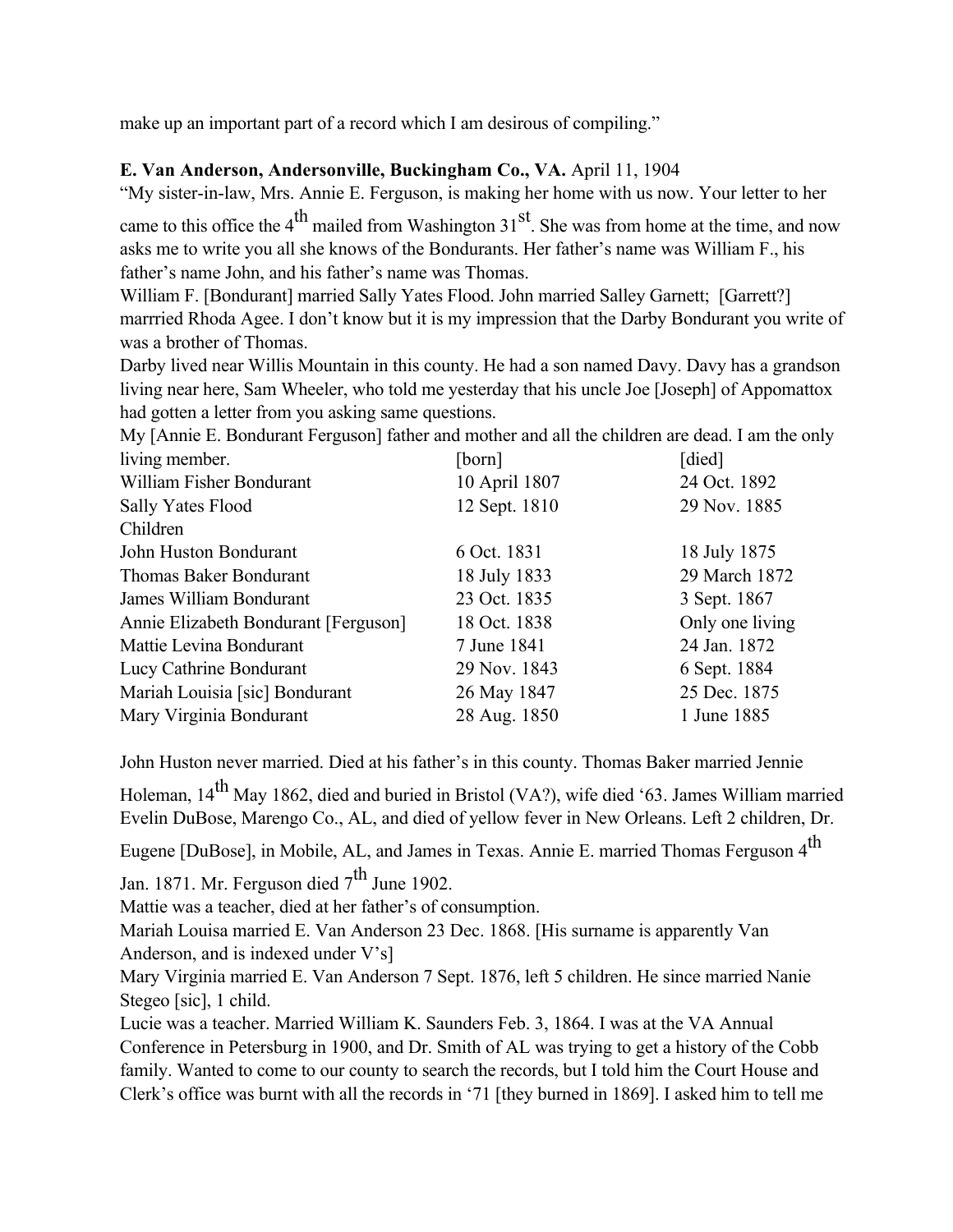make up an important part of a record which I am desirous of compiling."

**E. Van Anderson, Andersonville, Buckingham Co., VA.** April 11, 1904

"My sister-in-law, Mrs. Annie E. Ferguson, is making her home with us now. Your letter to her came to this office the 4th mailed from Washington 31st. She was from home at the time, and now asks me to write you all she knows of the Bondurants. Her father's name was William F., his father's name John, and his father's name was Thomas.

William F. [Bondurant] married Sally Yates Flood. John married Salley Garnett; [Garrett?] marrried Rhoda Agee. I don't know but it is my impression that the Darby Bondurant you write of was a brother of Thomas.

Darby lived near Willis Mountain in this county. He had a son named Davy. Davy has a grandson living near here, Sam Wheeler, who told me yesterday that his uncle Joe [Joseph] of Appomattox had gotten a letter from you asking same questions.

My [Annie E. Bondurant Ferguson] father and mother and all the children are dead. I am the only living member.

| | [born] | [died] |
|---|---|---|
| William Fisher Bondurant | 10 April 1807 | 24 Oct. 1892 |
| Sally Yates Flood | 12 Sept. 1810 | 29 Nov. 1885 |
| Children | | |
| John Huston Bondurant | 6 Oct. 1831 | 18 July 1875 |
| Thomas Baker Bondurant | 18 July 1833 | 29 March 1872 |
| James William Bondurant | 23 Oct. 1835 | 3 Sept. 1867 |
| Annie Elizabeth Bondurant [Ferguson] | 18 Oct. 1838 | Only one living |
| Mattie Levina Bondurant | 7 June 1841 | 24 Jan. 1872 |
| Lucy Cathrine Bondurant | 29 Nov. 1843 | 6 Sept. 1884 |
| Mariah Louisia [sic] Bondurant | 26 May 1847 | 25 Dec. 1875 |
| Mary Virginia Bondurant | 28 Aug. 1850 | 1 June 1885 |

John Huston never married. Died at his father's in this county. Thomas Baker married Jennie Holeman, 14th May 1862, died and buried in Bristol (VA?), wife died '63. James William married Evelin DuBose, Marengo Co., AL, and died of yellow fever in New Orleans. Left 2 children, Dr. Eugene [DuBose], in Mobile, AL, and James in Texas. Annie E. married Thomas Ferguson 4th Jan. 1871. Mr. Ferguson died 7th June 1902.

Mattie was a teacher, died at her father's of consumption.

Mariah Louisa married E. Van Anderson 23 Dec. 1868. [His surname is apparently Van Anderson, and is indexed under V's]

Mary Virginia married E. Van Anderson 7 Sept. 1876, left 5 children. He since married Nanie Stegeo [sic], 1 child.

Lucie was a teacher. Married William K. Saunders Feb. 3, 1864. I was at the VA Annual Conference in Petersburg in 1900, and Dr. Smith of AL was trying to get a history of the Cobb family. Wanted to come to our county to search the records, but I told him the Court House and Clerk's office was burnt with all the records in '71 [they burned in 1869]. I asked him to tell me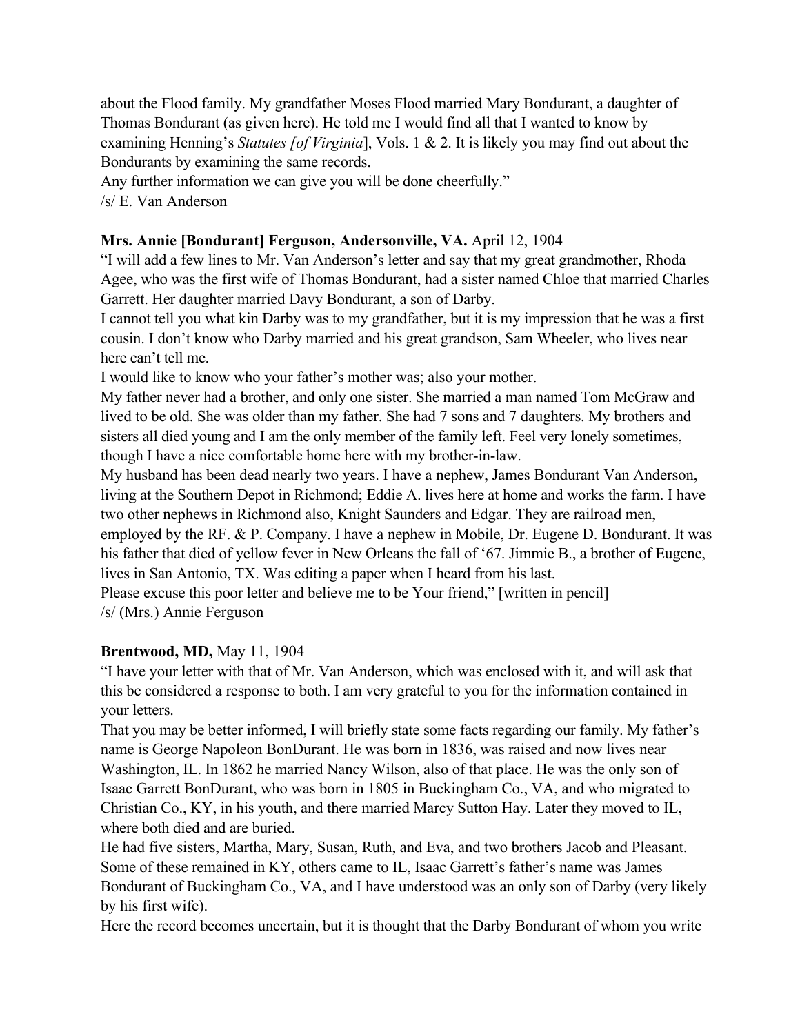about the Flood family. My grandfather Moses Flood married Mary Bondurant, a daughter of Thomas Bondurant (as given here). He told me I would find all that I wanted to know by examining Henning's *Statutes [of Virginia]*, Vols. 1 & 2. It is likely you may find out about the Bondurants by examining the same records.
Any further information we can give you will be done cheerfully."
/s/ E. Van Anderson

**Mrs. Annie [Bondurant] Ferguson, Andersonville, VA.** April 12, 1904
"I will add a few lines to Mr. Van Anderson's letter and say that my great grandmother, Rhoda Agee, who was the first wife of Thomas Bondurant, had a sister named Chloe that married Charles Garrett. Her daughter married Davy Bondurant, a son of Darby.
I cannot tell you what kin Darby was to my grandfather, but it is my impression that he was a first cousin. I don't know who Darby married and his great grandson, Sam Wheeler, who lives near here can't tell me.
I would like to know who your father's mother was; also your mother.
My father never had a brother, and only one sister. She married a man named Tom McGraw and lived to be old. She was older than my father. She had 7 sons and 7 daughters. My brothers and sisters all died young and I am the only member of the family left. Feel very lonely sometimes, though I have a nice comfortable home here with my brother-in-law.
My husband has been dead nearly two years. I have a nephew, James Bondurant Van Anderson, living at the Southern Depot in Richmond; Eddie A. lives here at home and works the farm. I have two other nephews in Richmond also, Knight Saunders and Edgar. They are railroad men, employed by the RF. & P. Company. I have a nephew in Mobile, Dr. Eugene D. Bondurant. It was his father that died of yellow fever in New Orleans the fall of '67. Jimmie B., a brother of Eugene, lives in San Antonio, TX. Was editing a paper when I heard from his last.
Please excuse this poor letter and believe me to be Your friend," [written in pencil]
/s/ (Mrs.) Annie Ferguson

**Brentwood, MD,** May 11, 1904
"I have your letter with that of Mr. Van Anderson, which was enclosed with it, and will ask that this be considered a response to both. I am very grateful to you for the information contained in your letters.
That you may be better informed, I will briefly state some facts regarding our family. My father's name is George Napoleon BonDurant. He was born in 1836, was raised and now lives near Washington, IL. In 1862 he married Nancy Wilson, also of that place. He was the only son of Isaac Garrett BonDurant, who was born in 1805 in Buckingham Co., VA, and who migrated to Christian Co., KY, in his youth, and there married Marcy Sutton Hay. Later they moved to IL, where both died and are buried.
He had five sisters, Martha, Mary, Susan, Ruth, and Eva, and two brothers Jacob and Pleasant. Some of these remained in KY, others came to IL, Isaac Garrett's father's name was James Bondurant of Buckingham Co., VA, and I have understood was an only son of Darby (very likely by his first wife).
Here the record becomes uncertain, but it is thought that the Darby Bondurant of whom you write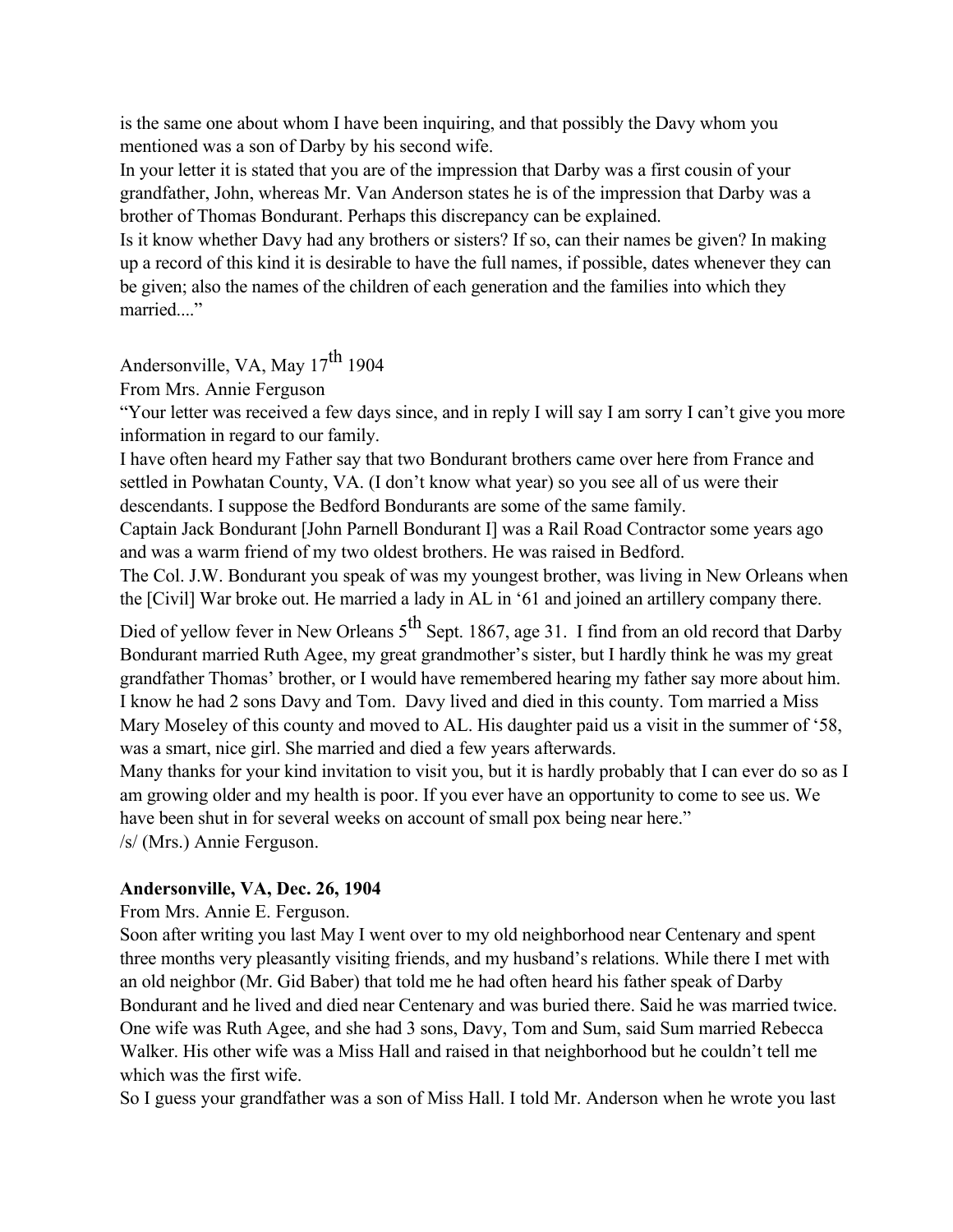is the same one about whom I have been inquiring, and that possibly the Davy whom you mentioned was a son of Darby by his second wife.

In your letter it is stated that you are of the impression that Darby was a first cousin of your grandfather, John, whereas Mr. Van Anderson states he is of the impression that Darby was a brother of Thomas Bondurant. Perhaps this discrepancy can be explained.

Is it know whether Davy had any brothers or sisters? If so, can their names be given? In making up a record of this kind it is desirable to have the full names, if possible, dates whenever they can be given; also the names of the children of each generation and the families into which they married...."

Andersonville, VA, May 17th 1904

From Mrs. Annie Ferguson

"Your letter was received a few days since, and in reply I will say I am sorry I can't give you more information in regard to our family.

I have often heard my Father say that two Bondurant brothers came over here from France and settled in Powhatan County, VA. (I don't know what year) so you see all of us were their descendants. I suppose the Bedford Bondurants are some of the same family.

Captain Jack Bondurant [John Parnell Bondurant I] was a Rail Road Contractor some years ago and was a warm friend of my two oldest brothers. He was raised in Bedford.

The Col. J.W. Bondurant you speak of was my youngest brother, was living in New Orleans when the [Civil] War broke out. He married a lady in AL in '61 and joined an artillery company there. Died of yellow fever in New Orleans 5th Sept. 1867, age 31. I find from an old record that Darby Bondurant married Ruth Agee, my great grandmother's sister, but I hardly think he was my great grandfather Thomas' brother, or I would have remembered hearing my father say more about him. I know he had 2 sons Davy and Tom. Davy lived and died in this county. Tom married a Miss Mary Moseley of this county and moved to AL. His daughter paid us a visit in the summer of '58, was a smart, nice girl. She married and died a few years afterwards.

Many thanks for your kind invitation to visit you, but it is hardly probably that I can ever do so as I am growing older and my health is poor. If you ever have an opportunity to come to see us. We have been shut in for several weeks on account of small pox being near here."

/s/ (Mrs.) Annie Ferguson.

**Andersonville, VA, Dec. 26, 1904**

From Mrs. Annie E. Ferguson.

Soon after writing you last May I went over to my old neighborhood near Centenary and spent three months very pleasantly visiting friends, and my husband's relations. While there I met with an old neighbor (Mr. Gid Baber) that told me he had often heard his father speak of Darby Bondurant and he lived and died near Centenary and was buried there. Said he was married twice. One wife was Ruth Agee, and she had 3 sons, Davy, Tom and Sum, said Sum married Rebecca Walker. His other wife was a Miss Hall and raised in that neighborhood but he couldn't tell me which was the first wife.

So I guess your grandfather was a son of Miss Hall. I told Mr. Anderson when he wrote you last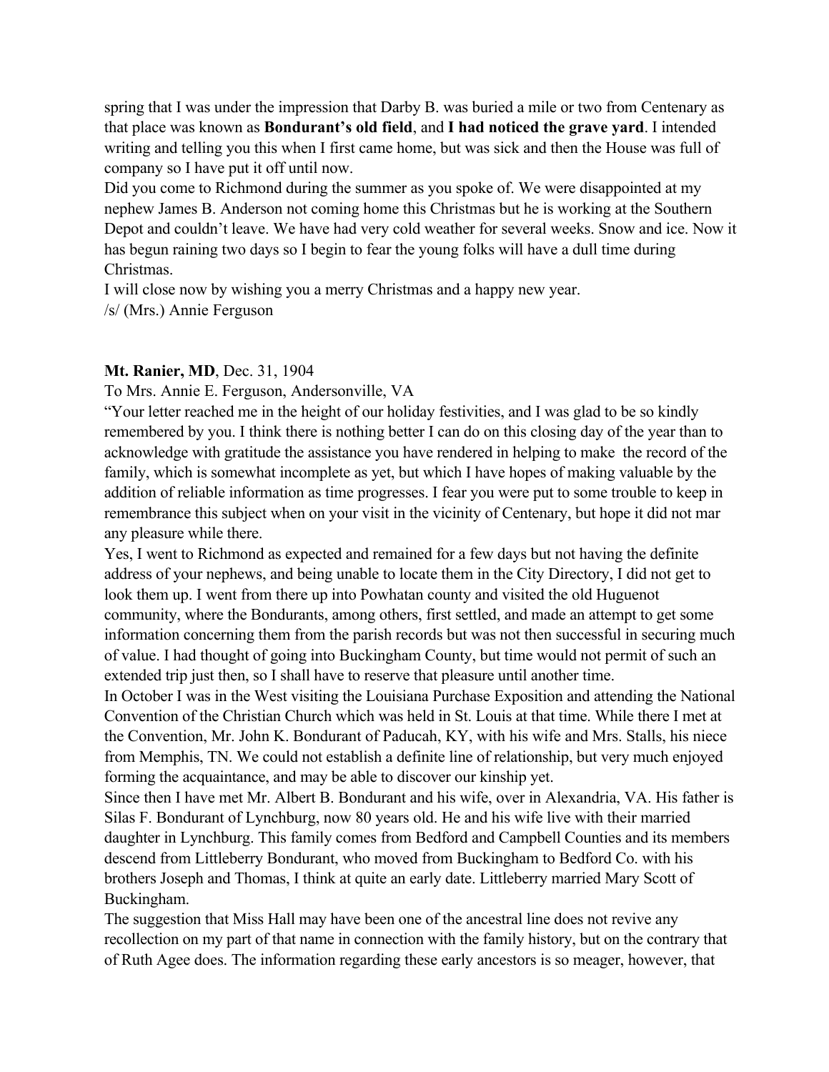spring that I was under the impression that Darby B. was buried a mile or two from Centenary as that place was known as **Bondurant's old field**, and **I had noticed the grave yard**. I intended writing and telling you this when I first came home, but was sick and then the House was full of company so I have put it off until now.

Did you come to Richmond during the summer as you spoke of. We were disappointed at my nephew James B. Anderson not coming home this Christmas but he is working at the Southern Depot and couldn't leave. We have had very cold weather for several weeks. Snow and ice. Now it has begun raining two days so I begin to fear the young folks will have a dull time during Christmas.

I will close now by wishing you a merry Christmas and a happy new year.

/s/ (Mrs.) Annie Ferguson

**Mt. Ranier, MD**, Dec. 31, 1904

To Mrs. Annie E. Ferguson, Andersonville, VA

"Your letter reached me in the height of our holiday festivities, and I was glad to be so kindly remembered by you. I think there is nothing better I can do on this closing day of the year than to acknowledge with gratitude the assistance you have rendered in helping to make the record of the family, which is somewhat incomplete as yet, but which I have hopes of making valuable by the addition of reliable information as time progresses. I fear you were put to some trouble to keep in remembrance this subject when on your visit in the vicinity of Centenary, but hope it did not mar any pleasure while there.

Yes, I went to Richmond as expected and remained for a few days but not having the definite address of your nephews, and being unable to locate them in the City Directory, I did not get to look them up. I went from there up into Powhatan county and visited the old Huguenot community, where the Bondurants, among others, first settled, and made an attempt to get some information concerning them from the parish records but was not then successful in securing much of value. I had thought of going into Buckingham County, but time would not permit of such an extended trip just then, so I shall have to reserve that pleasure until another time.

In October I was in the West visiting the Louisiana Purchase Exposition and attending the National Convention of the Christian Church which was held in St. Louis at that time. While there I met at the Convention, Mr. John K. Bondurant of Paducah, KY, with his wife and Mrs. Stalls, his niece from Memphis, TN. We could not establish a definite line of relationship, but very much enjoyed forming the acquaintance, and may be able to discover our kinship yet.

Since then I have met Mr. Albert B. Bondurant and his wife, over in Alexandria, VA. His father is Silas F. Bondurant of Lynchburg, now 80 years old. He and his wife live with their married daughter in Lynchburg. This family comes from Bedford and Campbell Counties and its members descend from Littleberry Bondurant, who moved from Buckingham to Bedford Co. with his brothers Joseph and Thomas, I think at quite an early date. Littleberry married Mary Scott of Buckingham.

The suggestion that Miss Hall may have been one of the ancestral line does not revive any recollection on my part of that name in connection with the family history, but on the contrary that of Ruth Agee does. The information regarding these early ancestors is so meager, however, that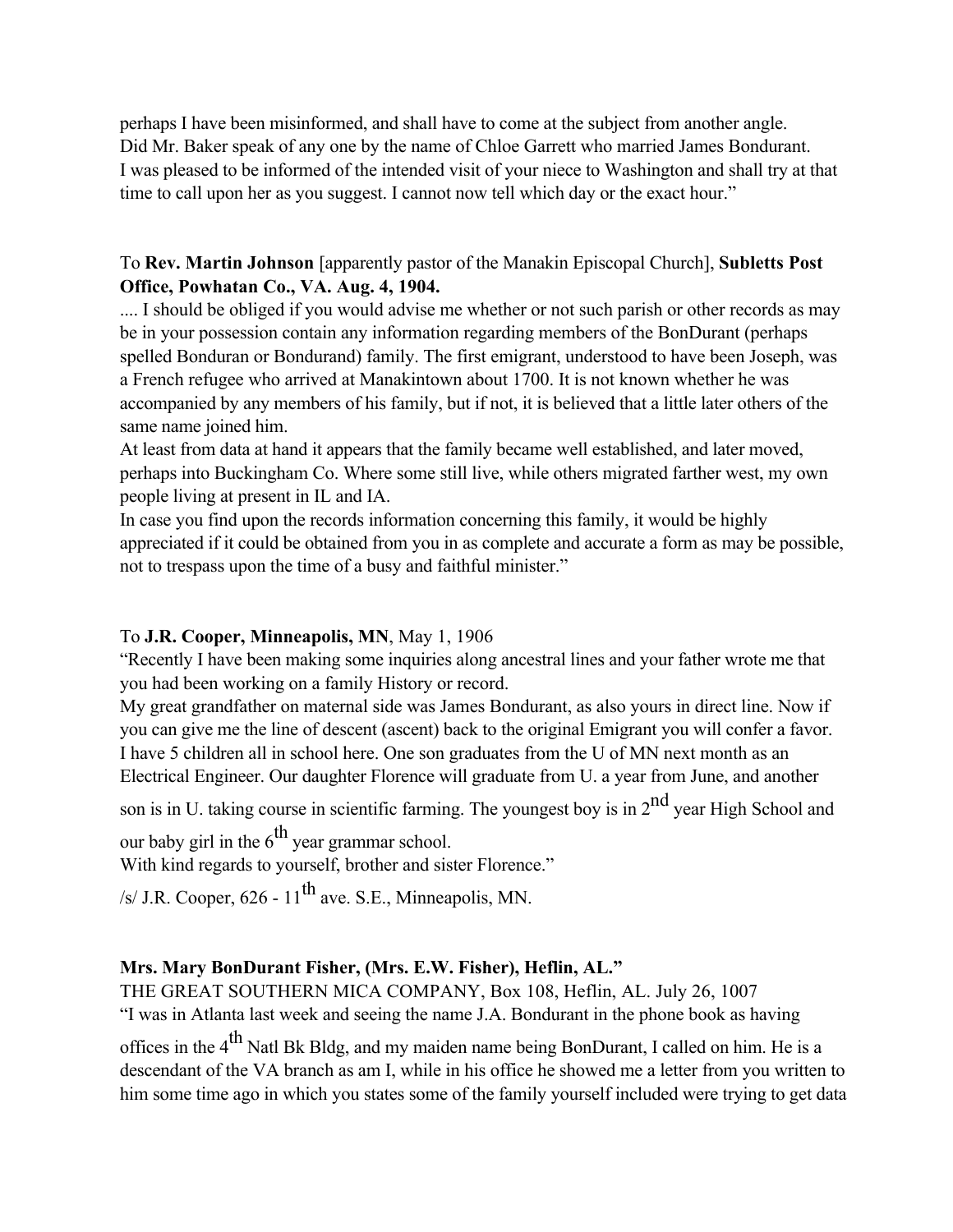perhaps I have been misinformed, and shall have to come at the subject from another angle.
Did Mr. Baker speak of any one by the name of Chloe Garrett who married James Bondurant.
I was pleased to be informed of the intended visit of your niece to Washington and shall try at that time to call upon her as you suggest. I cannot now tell which day or the exact hour."

To **Rev. Martin Johnson** [apparently pastor of the Manakin Episcopal Church], **Subletts Post Office, Powhatan Co., VA. Aug. 4, 1904.**
.... I should be obliged if you would advise me whether or not such parish or other records as may be in your possession contain any information regarding members of the BonDurant (perhaps spelled Bonduran or Bondurand) family. The first emigrant, understood to have been Joseph, was a French refugee who arrived at Manakintown about 1700. It is not known whether he was accompanied by any members of his family, but if not, it is believed that a little later others of the same name joined him.
At least from data at hand it appears that the family became well established, and later moved, perhaps into Buckingham Co. Where some still live, while others migrated farther west, my own people living at present in IL and IA.
In case you find upon the records information concerning this family, it would be highly appreciated if it could be obtained from you in as complete and accurate a form as may be possible, not to trespass upon the time of a busy and faithful minister."

To **J.R. Cooper, Minneapolis, MN**, May 1, 1906
"Recently I have been making some inquiries along ancestral lines and your father wrote me that you had been working on a family History or record.
My great grandfather on maternal side was James Bondurant, as also yours in direct line. Now if you can give me the line of descent (ascent) back to the original Emigrant you will confer a favor.
I have 5 children all in school here. One son graduates from the U of MN next month as an Electrical Engineer. Our daughter Florence will graduate from U. a year from June, and another son is in U. taking course in scientific farming. The youngest boy is in 2nd year High School and our baby girl in the 6th year grammar school.
With kind regards to yourself, brother and sister Florence."
/s/ J.R. Cooper, 626 - 11th ave. S.E., Minneapolis, MN.

**Mrs. Mary BonDurant Fisher, (Mrs. E.W. Fisher), Heflin, AL."**
THE GREAT SOUTHERN MICA COMPANY, Box 108, Heflin, AL. July 26, 1007
"I was in Atlanta last week and seeing the name J.A. Bondurant in the phone book as having offices in the 4th Natl Bk Bldg, and my maiden name being BonDurant, I called on him. He is a descendant of the VA branch as am I, while in his office he showed me a letter from you written to him some time ago in which you states some of the family yourself included were trying to get data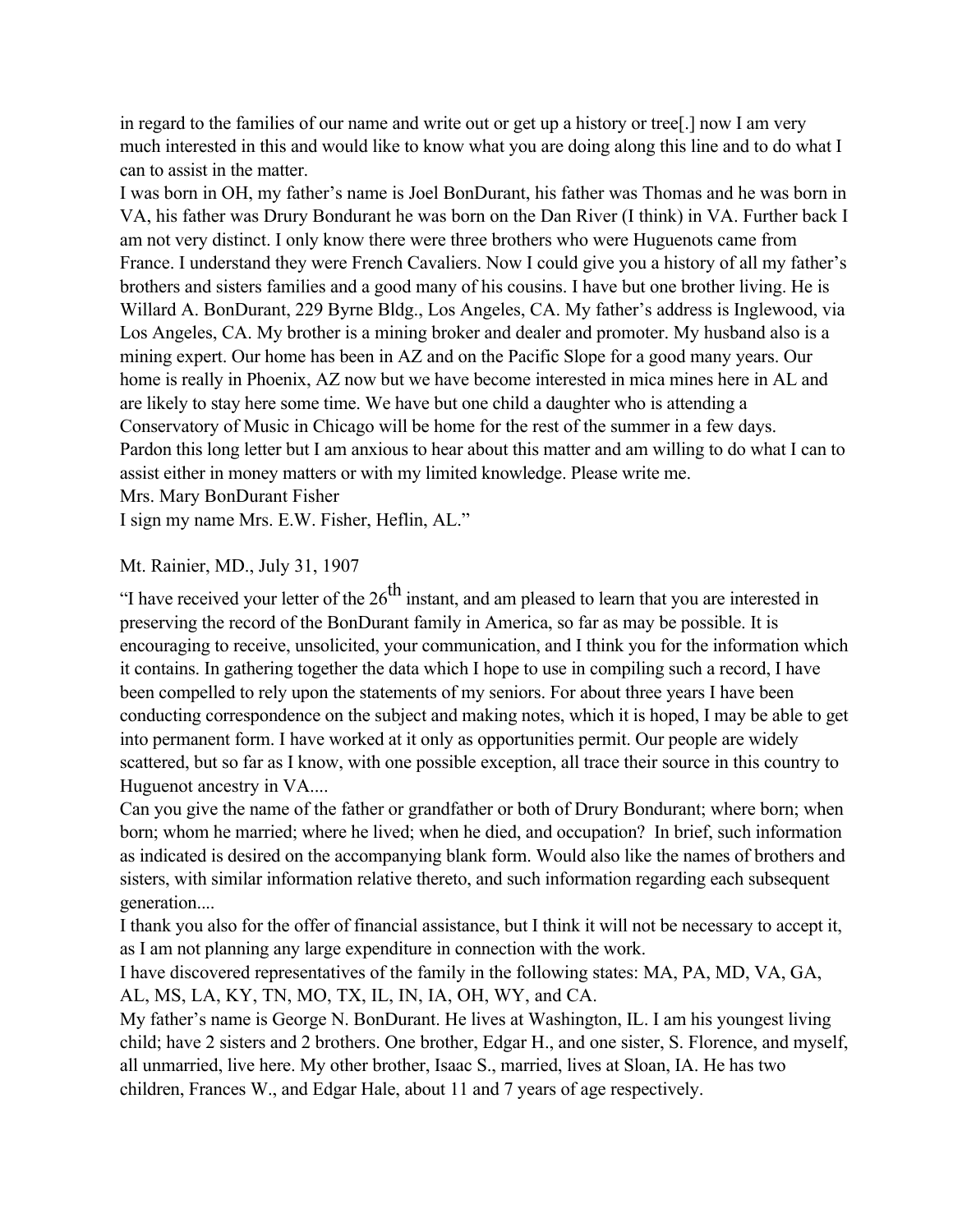in regard to the families of our name and write out or get up a history or tree[.] now I am very much interested in this and would like to know what you are doing along this line and to do what I can to assist in the matter.

I was born in OH, my father's name is Joel BonDurant, his father was Thomas and he was born in VA, his father was Drury Bondurant he was born on the Dan River (I think) in VA. Further back I am not very distinct. I only know there were three brothers who were Huguenots came from France. I understand they were French Cavaliers. Now I could give you a history of all my father's brothers and sisters families and a good many of his cousins. I have but one brother living. He is Willard A. BonDurant, 229 Byrne Bldg., Los Angeles, CA. My father's address is Inglewood, via Los Angeles, CA. My brother is a mining broker and dealer and promoter. My husband also is a mining expert. Our home has been in AZ and on the Pacific Slope for a good many years. Our home is really in Phoenix, AZ now but we have become interested in mica mines here in AL and are likely to stay here some time. We have but one child a daughter who is attending a Conservatory of Music in Chicago will be home for the rest of the summer in a few days.

Pardon this long letter but I am anxious to hear about this matter and am willing to do what I can to assist either in money matters or with my limited knowledge. Please write me.

Mrs. Mary BonDurant Fisher

I sign my name Mrs. E.W. Fisher, Heflin, AL."

Mt. Rainier, MD., July 31, 1907

"I have received your letter of the 26th instant, and am pleased to learn that you are interested in preserving the record of the BonDurant family in America, so far as may be possible. It is encouraging to receive, unsolicited, your communication, and I think you for the information which it contains. In gathering together the data which I hope to use in compiling such a record, I have been compelled to rely upon the statements of my seniors. For about three years I have been conducting correspondence on the subject and making notes, which it is hoped, I may be able to get into permanent form. I have worked at it only as opportunities permit. Our people are widely scattered, but so far as I know, with one possible exception, all trace their source in this country to Huguenot ancestry in VA....

Can you give the name of the father or grandfather or both of Drury Bondurant; where born; when born; whom he married; where he lived; when he died, and occupation? In brief, such information as indicated is desired on the accompanying blank form. Would also like the names of brothers and sisters, with similar information relative thereto, and such information regarding each subsequent generation....

I thank you also for the offer of financial assistance, but I think it will not be necessary to accept it, as I am not planning any large expenditure in connection with the work.

I have discovered representatives of the family in the following states: MA, PA, MD, VA, GA, AL, MS, LA, KY, TN, MO, TX, IL, IN, IA, OH, WY, and CA.

My father's name is George N. BonDurant. He lives at Washington, IL. I am his youngest living child; have 2 sisters and 2 brothers. One brother, Edgar H., and one sister, S. Florence, and myself, all unmarried, live here. My other brother, Isaac S., married, lives at Sloan, IA. He has two children, Frances W., and Edgar Hale, about 11 and 7 years of age respectively.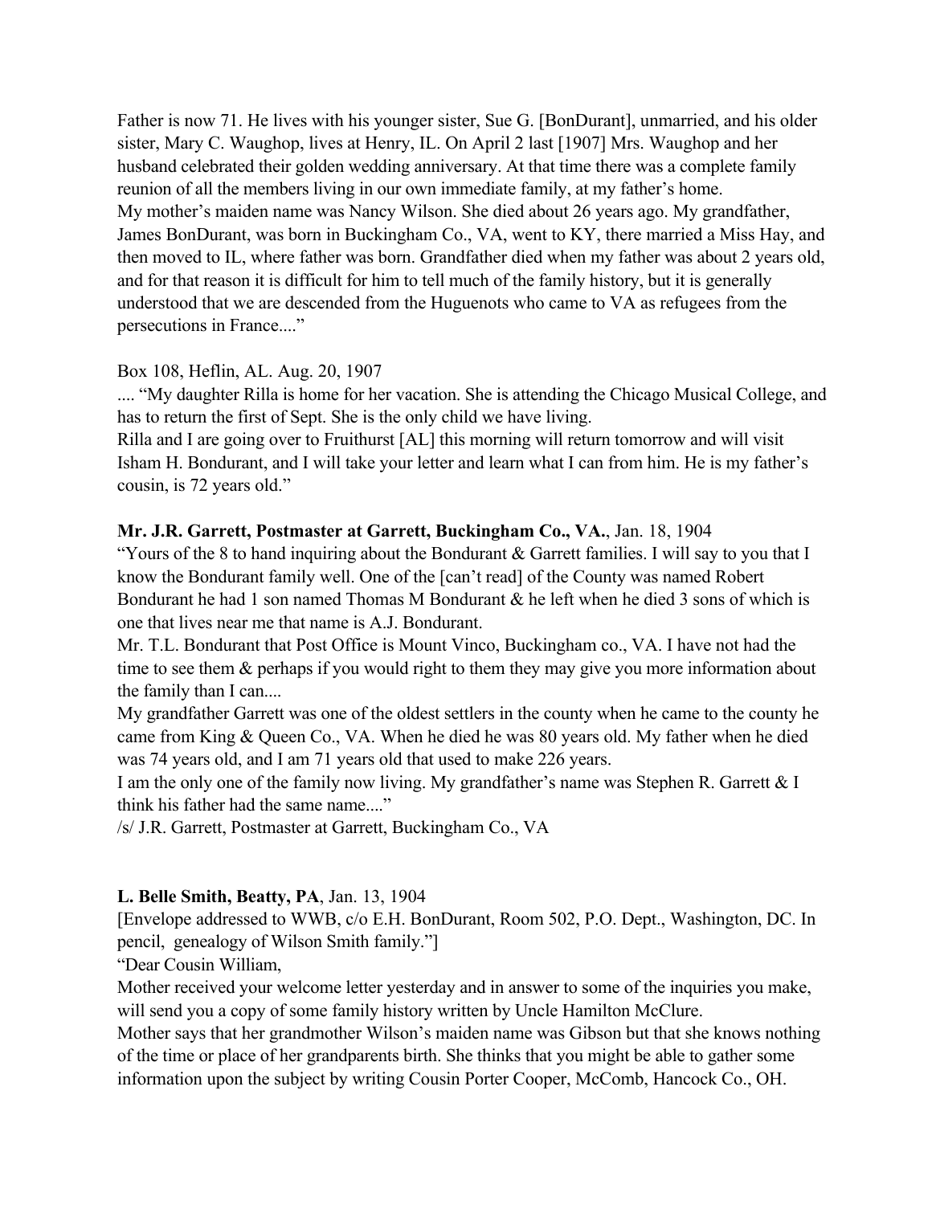Father is now 71. He lives with his younger sister, Sue G. [BonDurant], unmarried, and his older sister, Mary C. Waughop, lives at Henry, IL. On April 2 last [1907] Mrs. Waughop and her husband celebrated their golden wedding anniversary. At that time there was a complete family reunion of all the members living in our own immediate family, at my father's home.
My mother's maiden name was Nancy Wilson. She died about 26 years ago. My grandfather, James BonDurant, was born in Buckingham Co., VA, went to KY, there married a Miss Hay, and then moved to IL, where father was born. Grandfather died when my father was about 2 years old, and for that reason it is difficult for him to tell much of the family history, but it is generally understood that we are descended from the Huguenots who came to VA as refugees from the persecutions in France...."

Box 108, Heflin, AL. Aug. 20, 1907
.... "My daughter Rilla is home for her vacation. She is attending the Chicago Musical College, and has to return the first of Sept. She is the only child we have living.
Rilla and I are going over to Fruithurst [AL] this morning will return tomorrow and will visit Isham H. Bondurant, and I will take your letter and learn what I can from him. He is my father's cousin, is 72 years old."

**Mr. J.R. Garrett, Postmaster at Garrett, Buckingham Co., VA.**, Jan. 18, 1904
"Yours of the 8 to hand inquiring about the Bondurant & Garrett families. I will say to you that I know the Bondurant family well. One of the [can't read] of the County was named Robert Bondurant he had 1 son named Thomas M Bondurant & he left when he died 3 sons of which is one that lives near me that name is A.J. Bondurant.
Mr. T.L. Bondurant that Post Office is Mount Vinco, Buckingham co., VA. I have not had the time to see them & perhaps if you would right to them they may give you more information about the family than I can....
My grandfather Garrett was one of the oldest settlers in the county when he came to the county he came from King & Queen Co., VA. When he died he was 80 years old. My father when he died was 74 years old, and I am 71 years old that used to make 226 years.
I am the only one of the family now living. My grandfather's name was Stephen R. Garrett & I think his father had the same name...."
/s/ J.R. Garrett, Postmaster at Garrett, Buckingham Co., VA

**L. Belle Smith, Beatty, PA**, Jan. 13, 1904
[Envelope addressed to WWB, c/o E.H. BonDurant, Room 502, P.O. Dept., Washington, DC. In pencil, genealogy of Wilson Smith family."]
"Dear Cousin William,
Mother received your welcome letter yesterday and in answer to some of the inquiries you make, will send you a copy of some family history written by Uncle Hamilton McClure.
Mother says that her grandmother Wilson's maiden name was Gibson but that she knows nothing of the time or place of her grandparents birth. She thinks that you might be able to gather some information upon the subject by writing Cousin Porter Cooper, McComb, Hancock Co., OH.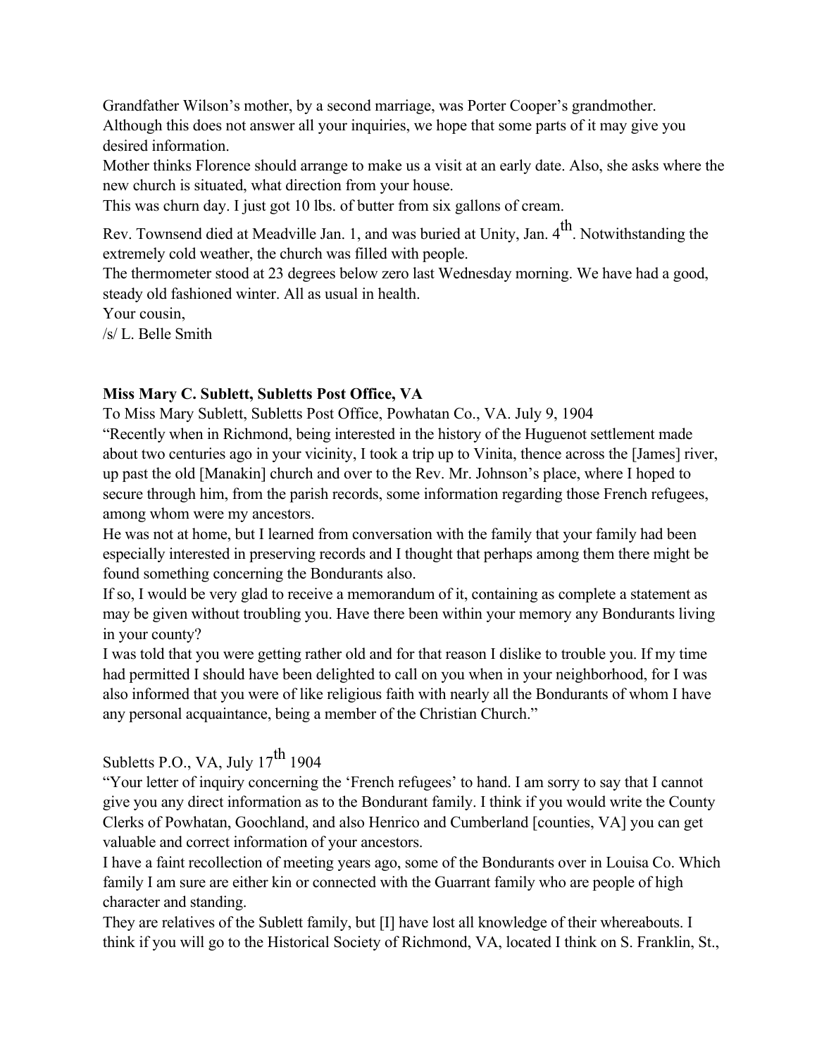Grandfather Wilson's mother, by a second marriage, was Porter Cooper's grandmother.
Although this does not answer all your inquiries, we hope that some parts of it may give you desired information.
Mother thinks Florence should arrange to make us a visit at an early date. Also, she asks where the new church is situated, what direction from your house.
This was churn day. I just got 10 lbs. of butter from six gallons of cream.
Rev. Townsend died at Meadville Jan. 1, and was buried at Unity, Jan. 4th. Notwithstanding the extremely cold weather, the church was filled with people.
The thermometer stood at 23 degrees below zero last Wednesday morning. We have had a good, steady old fashioned winter. All as usual in health.
Your cousin,
/s/ L. Belle Smith

**Miss Mary C. Sublett, Subletts Post Office, VA**
To Miss Mary Sublett, Subletts Post Office, Powhatan Co., VA. July 9, 1904
"Recently when in Richmond, being interested in the history of the Huguenot settlement made about two centuries ago in your vicinity, I took a trip up to Vinita, thence across the [James] river, up past the old [Manakin] church and over to the Rev. Mr. Johnson's place, where I hoped to secure through him, from the parish records, some information regarding those French refugees, among whom were my ancestors.
He was not at home, but I learned from conversation with the family that your family had been especially interested in preserving records and I thought that perhaps among them there might be found something concerning the Bondurants also.
If so, I would be very glad to receive a memorandum of it, containing as complete a statement as may be given without troubling you. Have there been within your memory any Bondurants living in your county?
I was told that you were getting rather old and for that reason I dislike to trouble you. If my time had permitted I should have been delighted to call on you when in your neighborhood, for I was also informed that you were of like religious faith with nearly all the Bondurants of whom I have any personal acquaintance, being a member of the Christian Church."

Subletts P.O., VA, July 17th 1904
"Your letter of inquiry concerning the 'French refugees' to hand. I am sorry to say that I cannot give you any direct information as to the Bondurant family. I think if you would write the County Clerks of Powhatan, Goochland, and also Henrico and Cumberland [counties, VA] you can get valuable and correct information of your ancestors.
I have a faint recollection of meeting years ago, some of the Bondurants over in Louisa Co. Which family I am sure are either kin or connected with the Guarrant family who are people of high character and standing.
They are relatives of the Sublett family, but [I] have lost all knowledge of their whereabouts. I think if you will go to the Historical Society of Richmond, VA, located I think on S. Franklin, St.,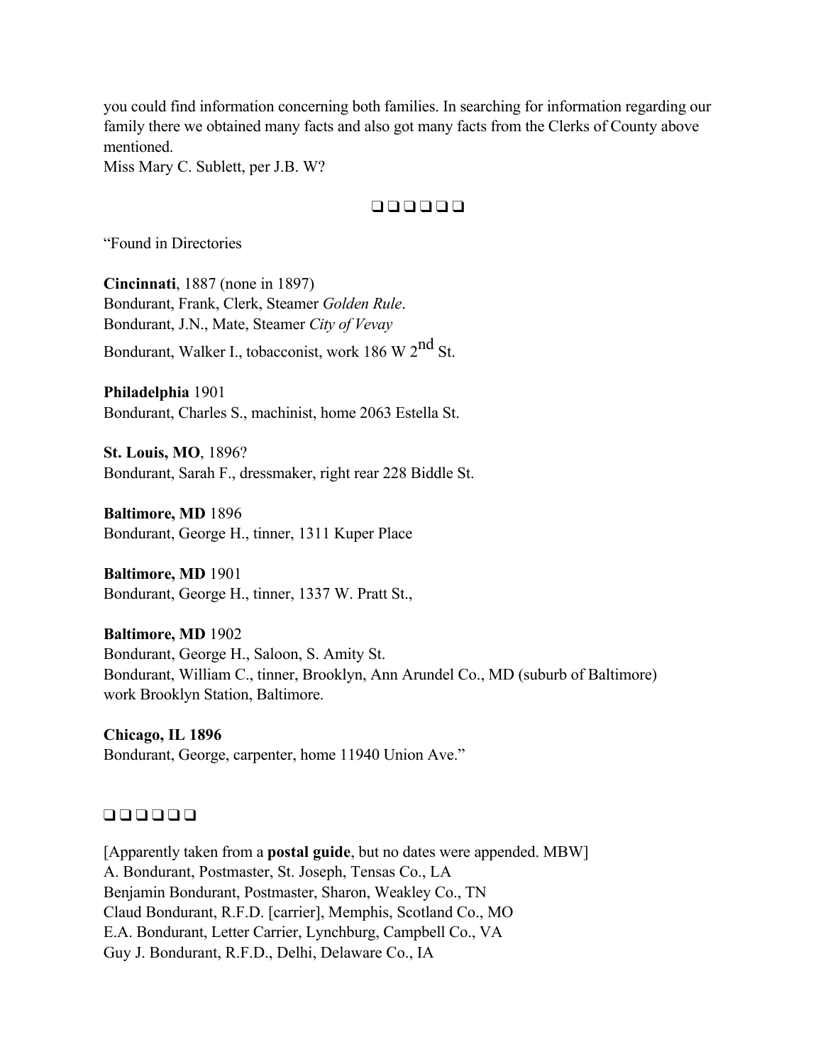you could find information concerning both families. In searching for information regarding our family there we obtained many facts and also got many facts from the Clerks of County above mentioned.
Miss Mary C. Sublett, per J.B. W?

❑❑❑❑❑❑

"Found in Directories

**Cincinnati**, 1887 (none in 1897)
Bondurant, Frank, Clerk, Steamer *Golden Rule*.
Bondurant, J.N., Mate, Steamer *City of Vevay*
Bondurant, Walker I., tobacconist, work 186 W 2nd St.

**Philadelphia** 1901
Bondurant, Charles S., machinist, home 2063 Estella St.

**St. Louis, MO**, 1896?
Bondurant, Sarah F., dressmaker, right rear 228 Biddle St.

**Baltimore, MD** 1896
Bondurant, George H., tinner, 1311 Kuper Place

**Baltimore, MD** 1901
Bondurant, George H., tinner, 1337 W. Pratt St.,

**Baltimore, MD** 1902
Bondurant, George H., Saloon, S. Amity St.
Bondurant, William C., tinner, Brooklyn, Ann Arundel Co., MD (suburb of Baltimore) work Brooklyn Station, Baltimore.

**Chicago, IL 1896**
Bondurant, George, carpenter, home 11940 Union Ave."

❑❑❑❑❑❑

[Apparently taken from a **postal guide**, but no dates were appended. MBW]
A. Bondurant, Postmaster, St. Joseph, Tensas Co., LA
Benjamin Bondurant, Postmaster, Sharon, Weakley Co., TN
Claud Bondurant, R.F.D. [carrier], Memphis, Scotland Co., MO
E.A. Bondurant, Letter Carrier, Lynchburg, Campbell Co., VA
Guy J. Bondurant, R.F.D., Delhi, Delaware Co., IA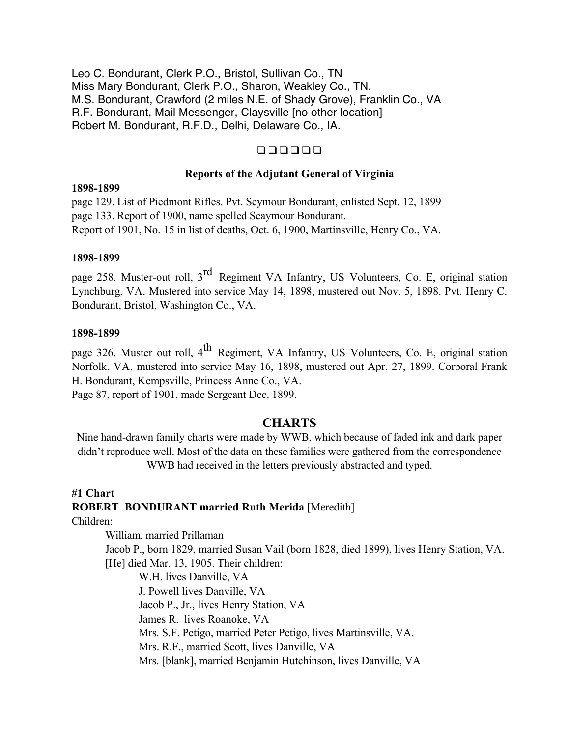Leo C. Bondurant, Clerk P.O., Bristol, Sullivan Co., TN
Miss Mary Bondurant, Clerk P.O., Sharon, Weakley Co., TN.
M.S. Bondurant, Crawford (2 miles N.E. of Shady Grove), Franklin Co., VA
R.F. Bondurant, Mail Messenger, Claysville [no other location]
Robert M. Bondurant, R.F.D., Delhi, Delaware Co., IA.

❑❑❑❑❑❑

### Reports of the Adjutant General of Virginia

**1898-1899**

page 129. List of Piedmont Rifles. Pvt. Seymour Bondurant, enlisted Sept. 12, 1899
page 133. Report of 1900, name spelled Seaymour Bondurant.
Report of 1901, No. 15 in list of deaths, Oct. 6, 1900, Martinsville, Henry Co., VA.

**1898-1899**

page 258. Muster-out roll, 3rd Regiment VA Infantry, US Volunteers, Co. E, original station Lynchburg, VA. Mustered into service May 14, 1898, mustered out Nov. 5, 1898. Pvt. Henry C. Bondurant, Bristol, Washington Co., VA.

**1898-1899**

page 326. Muster out roll, 4th Regiment, VA Infantry, US Volunteers, Co. E, original station Norfolk, VA, mustered into service May 16, 1898, mustered out Apr. 27, 1899. Corporal Frank H. Bondurant, Kempsville, Princess Anne Co., VA.
Page 87, report of 1901, made Sergeant Dec. 1899.

## CHARTS

Nine hand-drawn family charts were made by WWB, which because of faded ink and dark paper didn't reproduce well. Most of the data on these families were gathered from the correspondence WWB had received in the letters previously abstracted and typed.

**#1 Chart**

**ROBERT BONDURANT married Ruth Merida** [Meredith]

Children:

- William, married Prillaman
- Jacob P., born 1829, married Susan Vail (born 1828, died 1899), lives Henry Station, VA. [He] died Mar. 13, 1905. Their children:
  - W.H. lives Danville, VA
  - J. Powell lives Danville, VA
  - Jacob P., Jr., lives Henry Station, VA
  - James R. lives Roanoke, VA
  - Mrs. S.F. Petigo, married Peter Petigo, lives Martinsville, VA.
  - Mrs. R.F., married Scott, lives Danville, VA
  - Mrs. [blank], married Benjamin Hutchinson, lives Danville, VA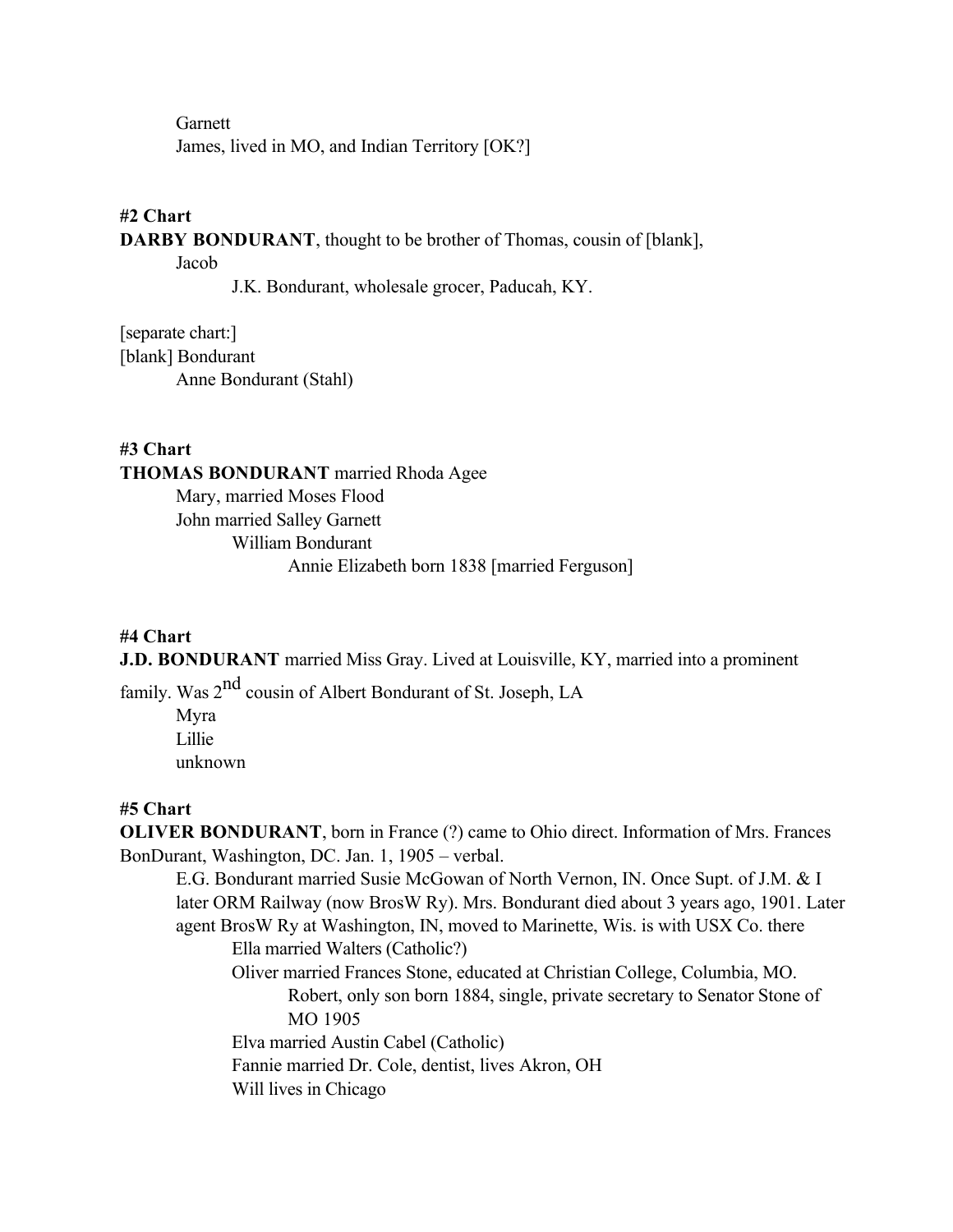Garnett

James, lived in MO, and Indian Territory [OK?]

**#2 Chart**

**DARBY BONDURANT**, thought to be brother of Thomas, cousin of [blank],

- Jacob
  - J.K. Bondurant, wholesale grocer, Paducah, KY.

[separate chart:]

[blank] Bondurant

- Anne Bondurant (Stahl)

**#3 Chart**

**THOMAS BONDURANT** married Rhoda Agee

- Mary, married Moses Flood
- John married Salley Garnett
  - William Bondurant
    - Annie Elizabeth born 1838 [married Ferguson]

**#4 Chart**

**J.D. BONDURANT** married Miss Gray. Lived at Louisville, KY, married into a prominent family. Was 2nd cousin of Albert Bondurant of St. Joseph, LA

- Myra
- Lillie
- unknown

**#5 Chart**

**OLIVER BONDURANT**, born in France (?) came to Ohio direct. Information of Mrs. Frances BonDurant, Washington, DC. Jan. 1, 1905 – verbal.

- E.G. Bondurant married Susie McGowan of North Vernon, IN. Once Supt. of J.M. & I later ORM Railway (now BrosW Ry). Mrs. Bondurant died about 3 years ago, 1901. Later agent BrosW Ry at Washington, IN, moved to Marinette, Wis. is with USX Co. there
  - Ella married Walters (Catholic?)
  - Oliver married Frances Stone, educated at Christian College, Columbia, MO.
    - Robert, only son born 1884, single, private secretary to Senator Stone of MO 1905
  - Elva married Austin Cabel (Catholic)
  - Fannie married Dr. Cole, dentist, lives Akron, OH
  - Will lives in Chicago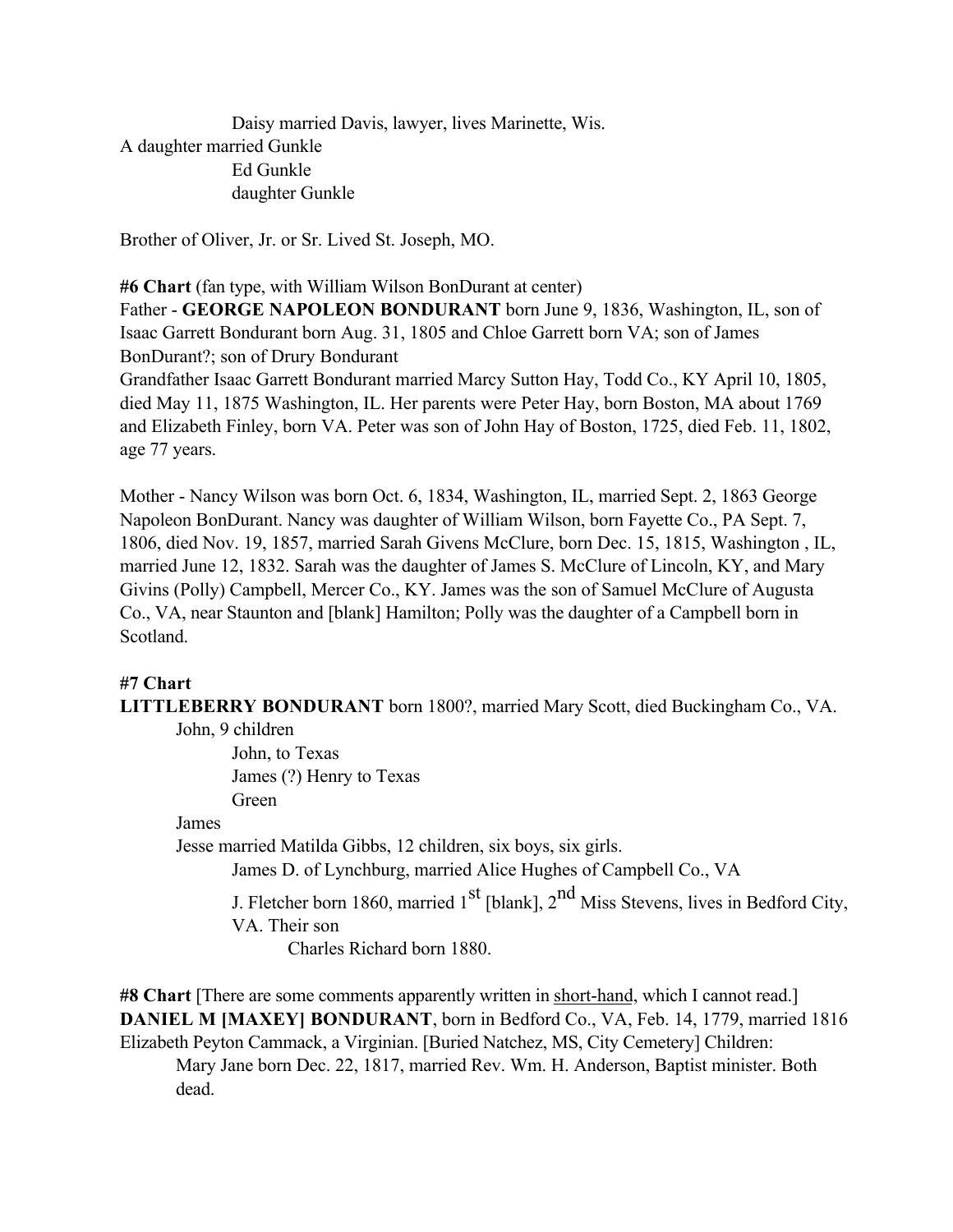Daisy married Davis, lawyer, lives Marinette, Wis.

A daughter married Gunkle

Ed Gunkle

daughter Gunkle

Brother of Oliver, Jr. or Sr. Lived St. Joseph, MO.

**#6 Chart** (fan type, with William Wilson BonDurant at center)

Father - **GEORGE NAPOLEON BONDURANT** born June 9, 1836, Washington, IL, son of Isaac Garrett Bondurant born Aug. 31, 1805 and Chloe Garrett born VA; son of James BonDurant?; son of Drury Bondurant

Grandfather Isaac Garrett Bondurant married Marcy Sutton Hay, Todd Co., KY April 10, 1805, died May 11, 1875 Washington, IL. Her parents were Peter Hay, born Boston, MA about 1769 and Elizabeth Finley, born VA. Peter was son of John Hay of Boston, 1725, died Feb. 11, 1802, age 77 years.

Mother - Nancy Wilson was born Oct. 6, 1834, Washington, IL, married Sept. 2, 1863 George Napoleon BonDurant. Nancy was daughter of William Wilson, born Fayette Co., PA Sept. 7, 1806, died Nov. 19, 1857, married Sarah Givens McClure, born Dec. 15, 1815, Washington , IL, married June 12, 1832. Sarah was the daughter of James S. McClure of Lincoln, KY, and Mary Givins (Polly) Campbell, Mercer Co., KY. James was the son of Samuel McClure of Augusta Co., VA, near Staunton and [blank] Hamilton; Polly was the daughter of a Campbell born in Scotland.

**#7 Chart**

**LITTLEBERRY BONDURANT** born 1800?, married Mary Scott, died Buckingham Co., VA.

- John, 9 children
  - John, to Texas
  - James (?) Henry to Texas
  - Green
- James
- Jesse married Matilda Gibbs, 12 children, six boys, six girls.
  - James D. of Lynchburg, married Alice Hughes of Campbell Co., VA
  - J. Fletcher born 1860, married 1st [blank], 2nd Miss Stevens, lives in Bedford City, VA. Their son
    - Charles Richard born 1880.

**#8 Chart** [There are some comments apparently written in short-hand, which I cannot read.]

**DANIEL M [MAXEY] BONDURANT**, born in Bedford Co., VA, Feb. 14, 1779, married 1816 Elizabeth Peyton Cammack, a Virginian. [Buried Natchez, MS, City Cemetery] Children:

Mary Jane born Dec. 22, 1817, married Rev. Wm. H. Anderson, Baptist minister. Both dead.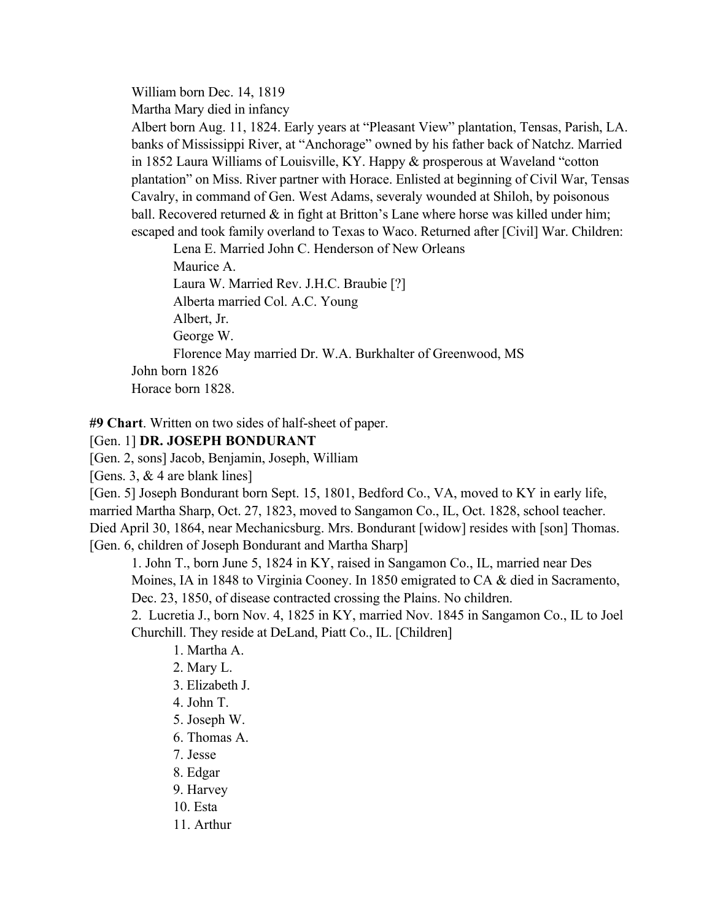William born Dec. 14, 1819

Martha Mary died in infancy

Albert born Aug. 11, 1824. Early years at "Pleasant View" plantation, Tensas, Parish, LA. banks of Mississippi River, at "Anchorage" owned by his father back of Natchz. Married in 1852 Laura Williams of Louisville, KY. Happy & prosperous at Waveland "cotton plantation" on Miss. River partner with Horace. Enlisted at beginning of Civil War, Tensas Cavalry, in command of Gen. West Adams, severaly wounded at Shiloh, by poisonous ball. Recovered returned & in fight at Britton's Lane where horse was killed under him; escaped and took family overland to Texas to Waco. Returned after [Civil] War. Children:

- Lena E. Married John C. Henderson of New Orleans
- Maurice A.
- Laura W. Married Rev. J.H.C. Braubie [?]
- Alberta married Col. A.C. Young
- Albert, Jr.
- George W.
- Florence May married Dr. W.A. Burkhalter of Greenwood, MS

John born 1826

Horace born 1828.

**#9 Chart**. Written on two sides of half-sheet of paper.

[Gen. 1] **DR. JOSEPH BONDURANT**

[Gen. 2, sons] Jacob, Benjamin, Joseph, William

[Gens. 3, & 4 are blank lines]

[Gen. 5] Joseph Bondurant born Sept. 15, 1801, Bedford Co., VA, moved to KY in early life, married Martha Sharp, Oct. 27, 1823, moved to Sangamon Co., IL, Oct. 1828, school teacher. Died April 30, 1864, near Mechanicsburg. Mrs. Bondurant [widow] resides with [son] Thomas.

[Gen. 6, children of Joseph Bondurant and Martha Sharp]

1. John T., born June 5, 1824 in KY, raised in Sangamon Co., IL, married near Des Moines, IA in 1848 to Virginia Cooney. In 1850 emigrated to CA & died in Sacramento, Dec. 23, 1850, of disease contracted crossing the Plains. No children.
2. Lucretia J., born Nov. 4, 1825 in KY, married Nov. 1845 in Sangamon Co., IL to Joel Churchill. They reside at DeLand, Piatt Co., IL. [Children]
    1. Martha A.
    2. Mary L.
    3. Elizabeth J.
    4. John T.
    5. Joseph W.
    6. Thomas A.
    7. Jesse
    8. Edgar
    9. Harvey
    10. Esta
    11. Arthur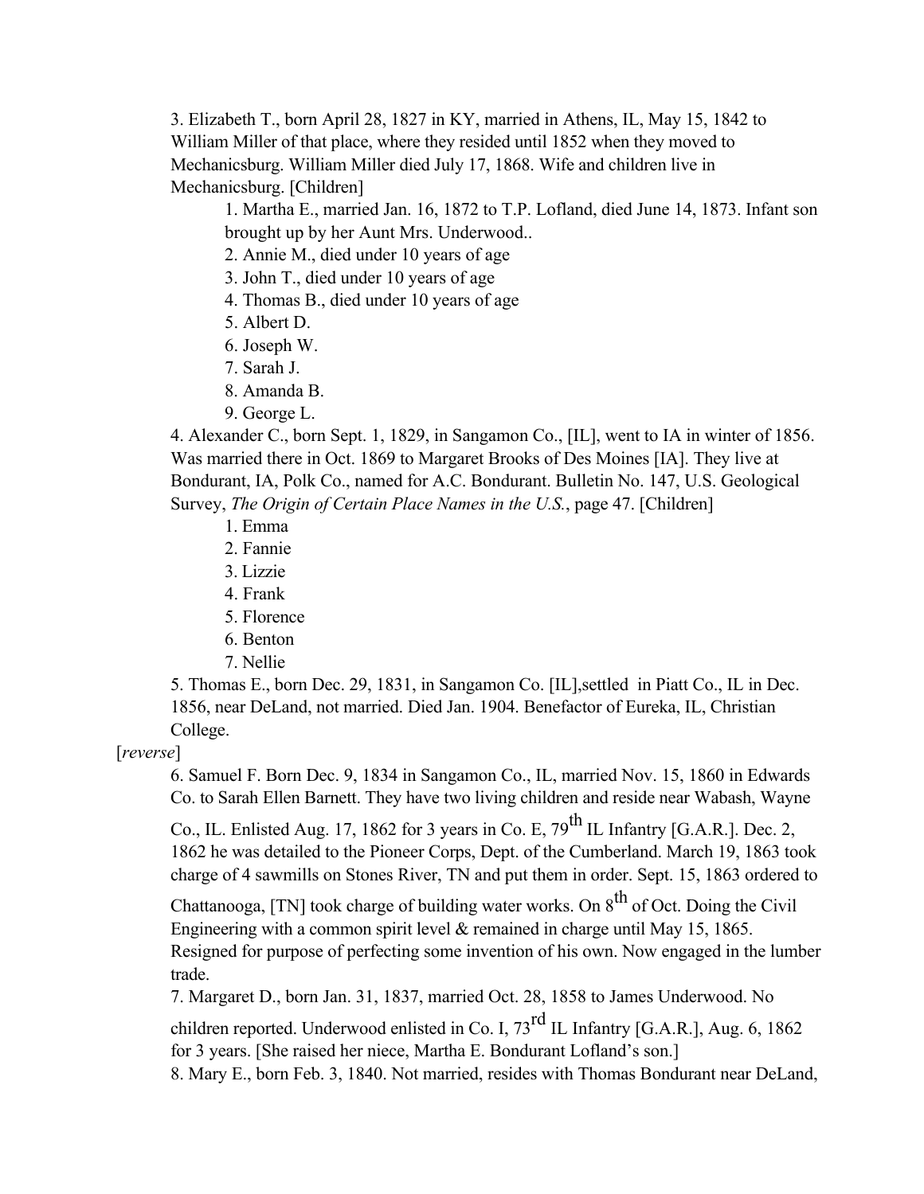3. Elizabeth T., born April 28, 1827 in KY, married in Athens, IL, May 15, 1842 to William Miller of that place, where they resided until 1852 when they moved to Mechanicsburg. William Miller died July 17, 1868. Wife and children live in Mechanicsburg. [Children]

   1. Martha E., married Jan. 16, 1872 to T.P. Lofland, died June 14, 1873. Infant son brought up by her Aunt Mrs. Underwood..
   2. Annie M., died under 10 years of age
   3. John T., died under 10 years of age
   4. Thomas B., died under 10 years of age
   5. Albert D.
   6. Joseph W.
   7. Sarah J.
   8. Amanda B.
   9. George L.

4. Alexander C., born Sept. 1, 1829, in Sangamon Co., [IL], went to IA in winter of 1856. Was married there in Oct. 1869 to Margaret Brooks of Des Moines [IA]. They live at Bondurant, IA, Polk Co., named for A.C. Bondurant. Bulletin No. 147, U.S. Geological Survey, *The Origin of Certain Place Names in the U.S.*, page 47. [Children]

   1. Emma
   2. Fannie
   3. Lizzie
   4. Frank
   5. Florence
   6. Benton
   7. Nellie

5. Thomas E., born Dec. 29, 1831, in Sangamon Co. [IL],settled in Piatt Co., IL in Dec. 1856, near DeLand, not married. Died Jan. 1904. Benefactor of Eureka, IL, Christian College.

[*reverse*]

6. Samuel F. Born Dec. 9, 1834 in Sangamon Co., IL, married Nov. 15, 1860 in Edwards Co. to Sarah Ellen Barnett. They have two living children and reside near Wabash, Wayne Co., IL. Enlisted Aug. 17, 1862 for 3 years in Co. E, 79th IL Infantry [G.A.R.]. Dec. 2, 1862 he was detailed to the Pioneer Corps, Dept. of the Cumberland. March 19, 1863 took charge of 4 sawmills on Stones River, TN and put them in order. Sept. 15, 1863 ordered to Chattanooga, [TN] took charge of building water works. On 8th of Oct. Doing the Civil Engineering with a common spirit level & remained in charge until May 15, 1865. Resigned for purpose of perfecting some invention of his own. Now engaged in the lumber trade.

7. Margaret D., born Jan. 31, 1837, married Oct. 28, 1858 to James Underwood. No children reported. Underwood enlisted in Co. I, 73rd IL Infantry [G.A.R.], Aug. 6, 1862 for 3 years. [She raised her niece, Martha E. Bondurant Lofland's son.]

8. Mary E., born Feb. 3, 1840. Not married, resides with Thomas Bondurant near DeLand,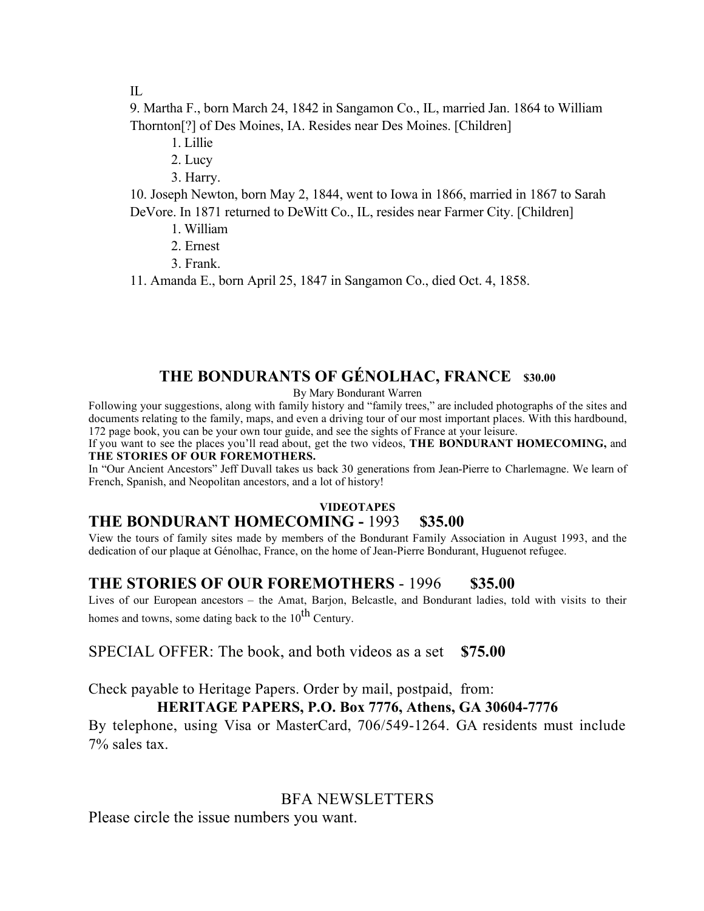IL

9. Martha F., born March 24, 1842 in Sangamon Co., IL, married Jan. 1864 to William Thornton[?] of Des Moines, IA. Resides near Des Moines. [Children]

    1. Lillie
    2. Lucy
    3. Harry.

10. Joseph Newton, born May 2, 1844, went to Iowa in 1866, married in 1867 to Sarah DeVore. In 1871 returned to DeWitt Co., IL, resides near Farmer City. [Children]

    1. William
    2. Ernest
    3. Frank.

11. Amanda E., born April 25, 1847 in Sangamon Co., died Oct. 4, 1858.

## THE BONDURANTS OF GÉNOLHAC, FRANCE **$30.00**

By Mary Bondurant Warren

Following your suggestions, along with family history and "family trees," are included photographs of the sites and documents relating to the family, maps, and even a driving tour of our most important places. With this hardbound, 172 page book, you can be your own tour guide, and see the sights of France at your leisure.

If you want to see the places you'll read about, get the two videos, **THE BONDURANT HOMECOMING,** and **THE STORIES OF OUR FOREMOTHERS.**

In "Our Ancient Ancestors" Jeff Duvall takes us back 30 generations from Jean-Pierre to Charlemagne. We learn of French, Spanish, and Neopolitan ancestors, and a lot of history!

**VIDEOTAPES**

### THE BONDURANT HOMECOMING - 1993 **$35.00**

View the tours of family sites made by members of the Bondurant Family Association in August 1993, and the dedication of our plaque at Génolhac, France, on the home of Jean-Pierre Bondurant, Huguenot refugee.

### THE STORIES OF OUR FOREMOTHERS - 1996 **$35.00**

Lives of our European ancestors – the Amat, Barjon, Belcastle, and Bondurant ladies, told with visits to their homes and towns, some dating back to the 10th Century.

SPECIAL OFFER: The book, and both videos as a set **$75.00**

Check payable to Heritage Papers. Order by mail, postpaid, from:

**HERITAGE PAPERS, P.O. Box 7776, Athens, GA 30604-7776**

By telephone, using Visa or MasterCard, 706/549-1264. GA residents must include 7% sales tax.

## BFA NEWSLETTERS

Please circle the issue numbers you want.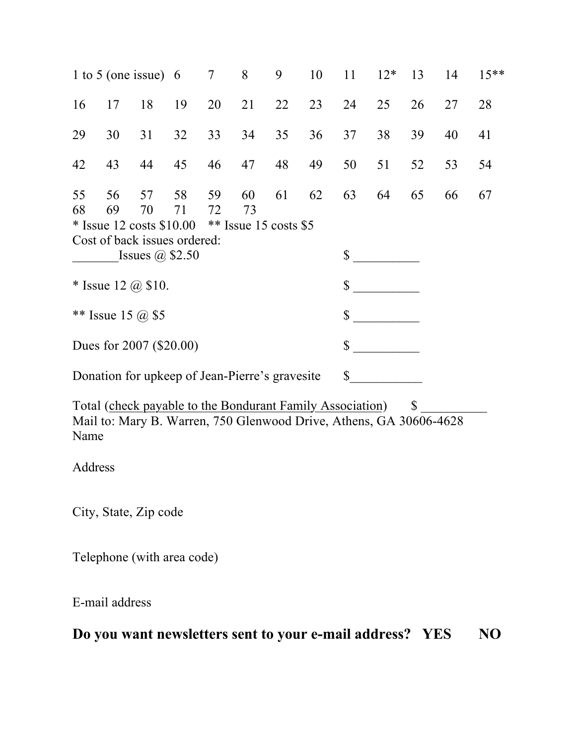| | | | | | | | | | | | | |
|---|---|---|---|---|---|---|---|---|---|---|---|---|
| 1 to 5 (one issue) | 6 | 7 | 8 | 9 | 10 | 11 | 12* | 13 | 14 | 15** | | |
| 16 | 17 | 18 | 19 | 20 | 21 | 22 | 23 | 24 | 25 | 26 | 27 | 28 |
| 29 | 30 | 31 | 32 | 33 | 34 | 35 | 36 | 37 | 38 | 39 | 40 | 41 |
| 42 | 43 | 44 | 45 | 46 | 47 | 48 | 49 | 50 | 51 | 52 | 53 | 54 |
| 55 | 56 | 57 | 58 | 59 | 60 | 61 | 62 | 63 | 64 | 65 | 66 | 67 |
| 68 | 69 | 70 | 71 | 72 | 73 | | | | | | | |

* Issue 12 costs $10.00 ** Issue 15 costs $5

Cost of back issues ordered:

_______Issues @ $2.50 $ __________

* Issue 12 @ $10. $ __________

** Issue 15 @ $5 $ __________

Dues for 2007 ($20.00) $ __________

Donation for upkeep of Jean-Pierre's gravesite $___________

Total (check payable to the Bondurant Family Association) $ __________

Mail to: Mary B. Warren, 750 Glenwood Drive, Athens, GA 30606-4628

Name

Address

City, State, Zip code

Telephone (with area code)

E-mail address

**Do you want newsletters sent to your e-mail address? YES NO**